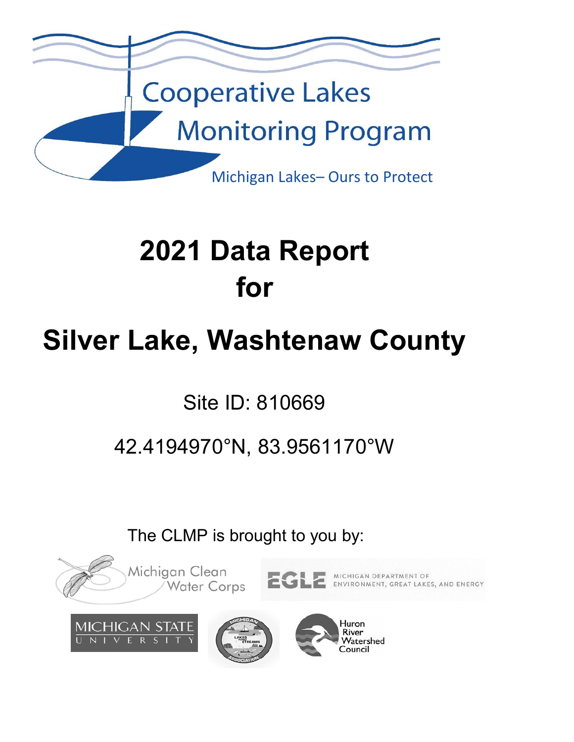Cooperative Lakes Monitoring Program

Michigan Lakes– Ours to Protect

# 2021 Data Report for

# Silver Lake, Washtenaw County

Site ID: 810669

42.4194970°N, 83.9561170°W

The CLMP is brought to you by:

Michigan Clean Water Corps

EGLE Michigan Department of Environment, Great Lakes, and Energy

Michigan State University

Michigan Lakes and Streams Association

Huron River Watershed Council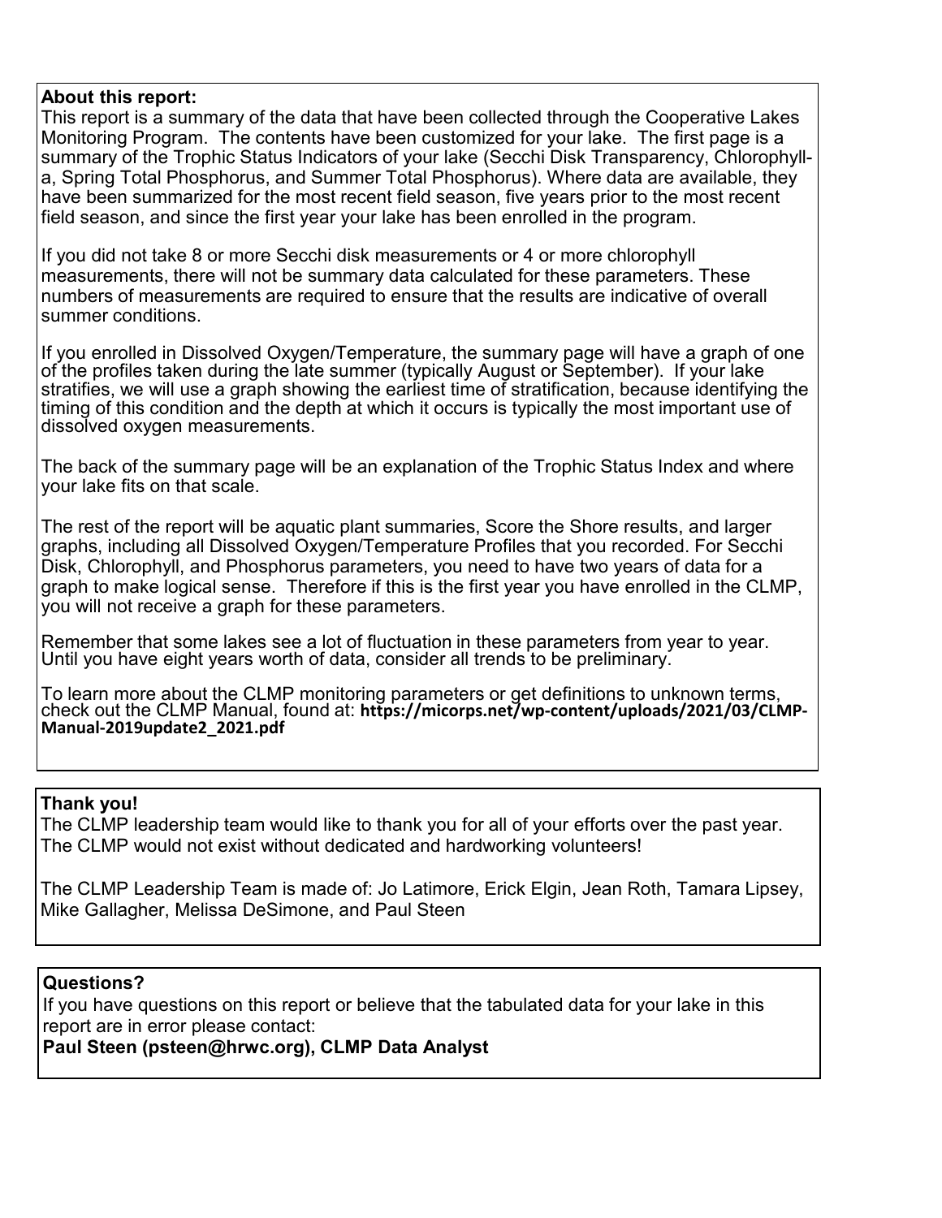**About this report:**

This report is a summary of the data that have been collected through the Cooperative Lakes Monitoring Program. The contents have been customized for your lake. The first page is a summary of the Trophic Status Indicators of your lake (Secchi Disk Transparency, Chlorophyll-a, Spring Total Phosphorus, and Summer Total Phosphorus). Where data are available, they have been summarized for the most recent field season, five years prior to the most recent field season, and since the first year your lake has been enrolled in the program.

If you did not take 8 or more Secchi disk measurements or 4 or more chlorophyll measurements, there will not be summary data calculated for these parameters. These numbers of measurements are required to ensure that the results are indicative of overall summer conditions.

If you enrolled in Dissolved Oxygen/Temperature, the summary page will have a graph of one of the profiles taken during the late summer (typically August or September). If your lake stratifies, we will use a graph showing the earliest time of stratification, because identifying the timing of this condition and the depth at which it occurs is typically the most important use of dissolved oxygen measurements.

The back of the summary page will be an explanation of the Trophic Status Index and where your lake fits on that scale.

The rest of the report will be aquatic plant summaries, Score the Shore results, and larger graphs, including all Dissolved Oxygen/Temperature Profiles that you recorded. For Secchi Disk, Chlorophyll, and Phosphorus parameters, you need to have two years of data for a graph to make logical sense. Therefore if this is the first year you have enrolled in the CLMP, you will not receive a graph for these parameters.

Remember that some lakes see a lot of fluctuation in these parameters from year to year. Until you have eight years worth of data, consider all trends to be preliminary.

To learn more about the CLMP monitoring parameters or get definitions to unknown terms, check out the CLMP Manual, found at: **https://micorps.net/wp-content/uploads/2021/03/CLMP-Manual-2019update2_2021.pdf**

**Thank you!**

The CLMP leadership team would like to thank you for all of your efforts over the past year. The CLMP would not exist without dedicated and hardworking volunteers!

The CLMP Leadership Team is made of: Jo Latimore, Erick Elgin, Jean Roth, Tamara Lipsey, Mike Gallagher, Melissa DeSimone, and Paul Steen

**Questions?**

If you have questions on this report or believe that the tabulated data for your lake in this report are in error please contact:

**Paul Steen (psteen@hrwc.org), CLMP Data Analyst**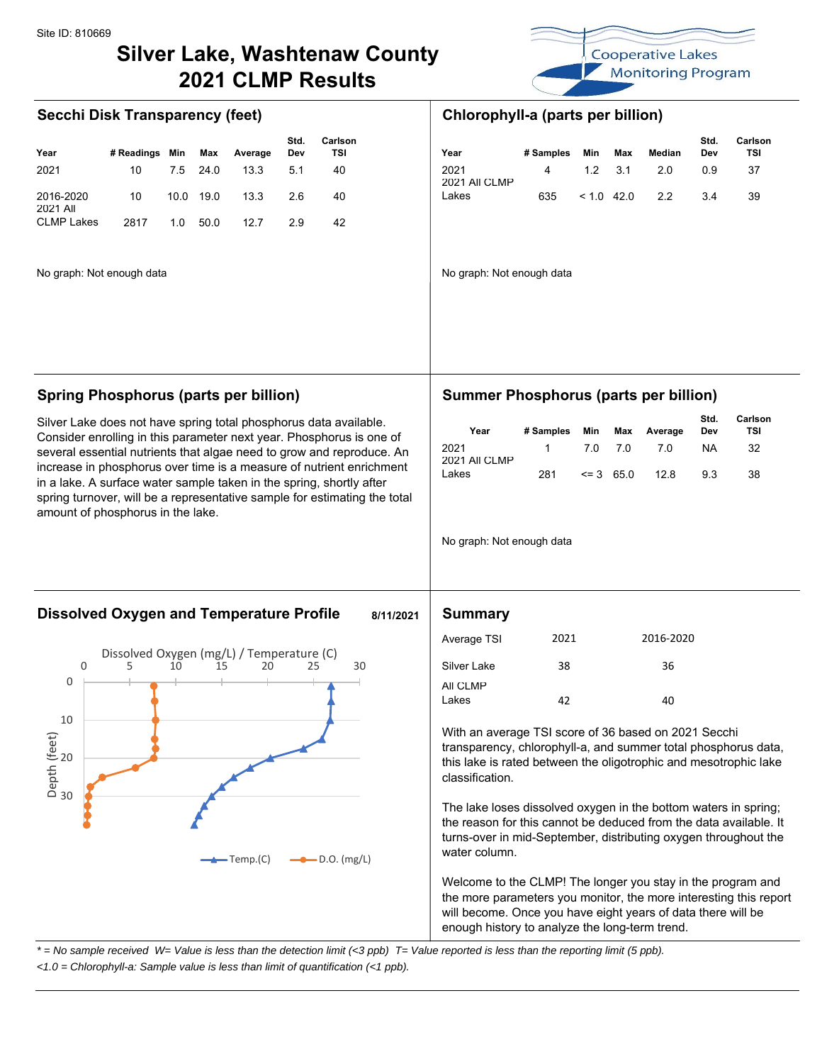Site ID: 810669

# Silver Lake, Washtenaw County 2021 CLMP Results

## Secchi Disk Transparency (feet)

| Year | # Readings | Min | Max | Average | Std. Dev | Carlson TSI |
|---|---|---|---|---|---|---|
| 2021 | 10 | 7.5 | 24.0 | 13.3 | 5.1 | 40 |
| 2016-2020 | 10 | 10.0 | 19.0 | 13.3 | 2.6 | 40 |
| 2021 All CLMP Lakes | 2817 | 1.0 | 50.0 | 12.7 | 2.9 | 42 |

No graph: Not enough data

## Chlorophyll-a (parts per billion)

| Year | # Samples | Min | Max | Median | Std. Dev | Carlson TSI |
|---|---|---|---|---|---|---|
| 2021 | 4 | 1.2 | 3.1 | 2.0 | 0.9 | 37 |
| 2021 All CLMP Lakes | 635 | < 1.0 | 42.0 | 2.2 | 3.4 | 39 |

No graph: Not enough data

## Spring Phosphorus (parts per billion)

Silver Lake does not have spring total phosphorus data available. Consider enrolling in this parameter next year. Phosphorus is one of several essential nutrients that algae need to grow and reproduce. An increase in phosphorus over time is a measure of nutrient enrichment in a lake. A surface water sample taken in the spring, shortly after spring turnover, will be a representative sample for estimating the total amount of phosphorus in the lake.

## Summer Phosphorus (parts per billion)

| Year | # Samples | Min | Max | Average | Std. Dev | Carlson TSI |
|---|---|---|---|---|---|---|
| 2021 | 1 | 7.0 | 7.0 | 7.0 | NA | 32 |
| 2021 All CLMP Lakes | 281 | <= 3 | 65.0 | 12.8 | 9.3 | 38 |

No graph: Not enough data

## Dissolved Oxygen and Temperature Profile

8/11/2021

## Summary

| Average TSI | 2021 | 2016-2020 |
|---|---|---|
| Silver Lake | 38 | 36 |
| All CLMP Lakes | 42 | 40 |

With an average TSI score of 36 based on 2021 Secchi transparency, chlorophyll-a, and summer total phosphorus data, this lake is rated between the oligotrophic and mesotrophic lake classification.

The lake loses dissolved oxygen in the bottom waters in spring; the reason for this cannot be deduced from the data available. It turns-over in mid-September, distributing oxygen throughout the water column.

Welcome to the CLMP! The longer you stay in the program and the more parameters you monitor, the more interesting this report will become. Once you have eight years of data there will be enough history to analyze the long-term trend.

*\* = No sample received  W= Value is less than the detection limit (<3 ppb)  T= Value reported is less than the reporting limit (5 ppb).*

*<1.0 = Chlorophyll-a: Sample value is less than limit of quantification (<1 ppb).*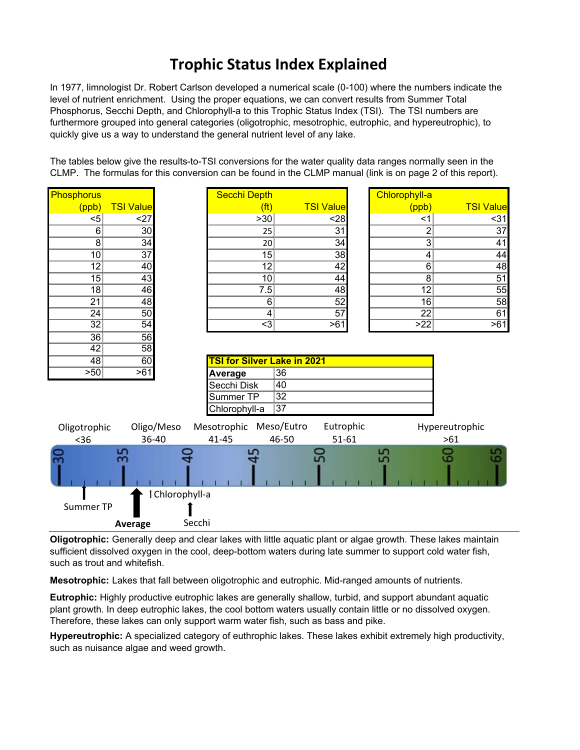# Trophic Status Index Explained

In 1977, limnologist Dr. Robert Carlson developed a numerical scale (0-100) where the numbers indicate the level of nutrient enrichment. Using the proper equations, we can convert results from Summer Total Phosphorus, Secchi Depth, and Chlorophyll-a to this Trophic Status Index (TSI). The TSI numbers are furthermore grouped into general categories (oligotrophic, mesotrophic, eutrophic, and hypereutrophic), to quickly give us a way to understand the general nutrient level of any lake.

The tables below give the results-to-TSI conversions for the water quality data ranges normally seen in the CLMP. The formulas for this conversion can be found in the CLMP manual (link is on page 2 of this report).

| Phosphorus (ppb) | TSI Value |
|---|---|
| <5 | <27 |
| 6 | 30 |
| 8 | 34 |
| 10 | 37 |
| 12 | 40 |
| 15 | 43 |
| 18 | 46 |
| 21 | 48 |
| 24 | 50 |
| 32 | 54 |
| 36 | 56 |
| 42 | 58 |
| 48 | 60 |
| >50 | >61 |

| Secchi Depth (ft) | TSI Value |
|---|---|
| >30 | <28 |
| 25 | 31 |
| 20 | 34 |
| 15 | 38 |
| 12 | 42 |
| 10 | 44 |
| 7.5 | 48 |
| 6 | 52 |
| 4 | 57 |
| <3 | >61 |

| Chlorophyll-a (ppb) | TSI Value |
|---|---|
| <1 | <31 |
| 2 | 37 |
| 3 | 41 |
| 4 | 44 |
| 6 | 48 |
| 8 | 51 |
| 12 | 55 |
| 16 | 58 |
| 22 | 61 |
| >22 | >61 |

| TSI for Silver Lake in 2021 | |
|---|---|
| **Average** | 36 |
| Secchi Disk | 40 |
| Summer TP | 32 |
| Chlorophyll-a | 37 |

Oligotrophic <36 | Oligo/Meso 36-40 | Mesotrophic 41-45 | Meso/Eutro 46-50 | Eutrophic 51-61 | Hypereutrophic >61

Scale: 30, 35, 40, 45, 50, 55, 60, 65

Summer TP | **Average** | Chlorophyll-a | Secchi

**Oligotrophic:** Generally deep and clear lakes with little aquatic plant or algae growth. These lakes maintain sufficient dissolved oxygen in the cool, deep-bottom waters during late summer to support cold water fish, such as trout and whitefish.

**Mesotrophic:** Lakes that fall between oligotrophic and eutrophic. Mid-ranged amounts of nutrients.

**Eutrophic:** Highly productive eutrophic lakes are generally shallow, turbid, and support abundant aquatic plant growth. In deep eutrophic lakes, the cool bottom waters usually contain little or no dissolved oxygen. Therefore, these lakes can only support warm water fish, such as bass and pike.

**Hypereutrophic:** A specialized category of euthrophic lakes. These lakes exhibit extremely high productivity, such as nuisance algae and weed growth.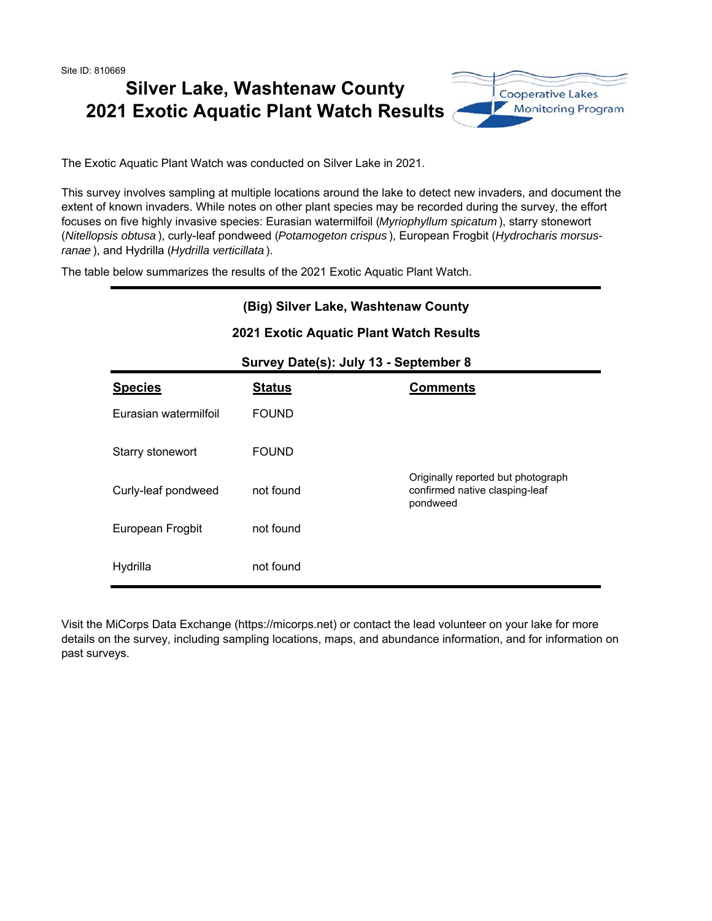Site ID: 810669

# Silver Lake, Washtenaw County
# 2021 Exotic Aquatic Plant Watch Results

Cooperative Lakes Monitoring Program

The Exotic Aquatic Plant Watch was conducted on Silver Lake in 2021.

This survey involves sampling at multiple locations around the lake to detect new invaders, and document the extent of known invaders. While notes on other plant species may be recorded during the survey, the effort focuses on five highly invasive species: Eurasian watermilfoil (*Myriophyllum spicatum*), starry stonewort (*Nitellopsis obtusa*), curly-leaf pondweed (*Potamogeton crispus*), European Frogbit (*Hydrocharis morsus-ranae*), and Hydrilla (*Hydrilla verticillata*).

The table below summarizes the results of the 2021 Exotic Aquatic Plant Watch.

**(Big) Silver Lake, Washtenaw County**

**2021 Exotic Aquatic Plant Watch Results**

**Survey Date(s): July 13 - September 8**

| Species | Status | Comments |
|---|---|---|
| Eurasian watermilfoil | FOUND | |
| Starry stonewort | FOUND | |
| Curly-leaf pondweed | not found | Originally reported but photograph confirmed native clasping-leaf pondweed |
| European Frogbit | not found | |
| Hydrilla | not found | |

Visit the MiCorps Data Exchange (https://micorps.net) or contact the lead volunteer on your lake for more details on the survey, including sampling locations, maps, and abundance information, and for information on past surveys.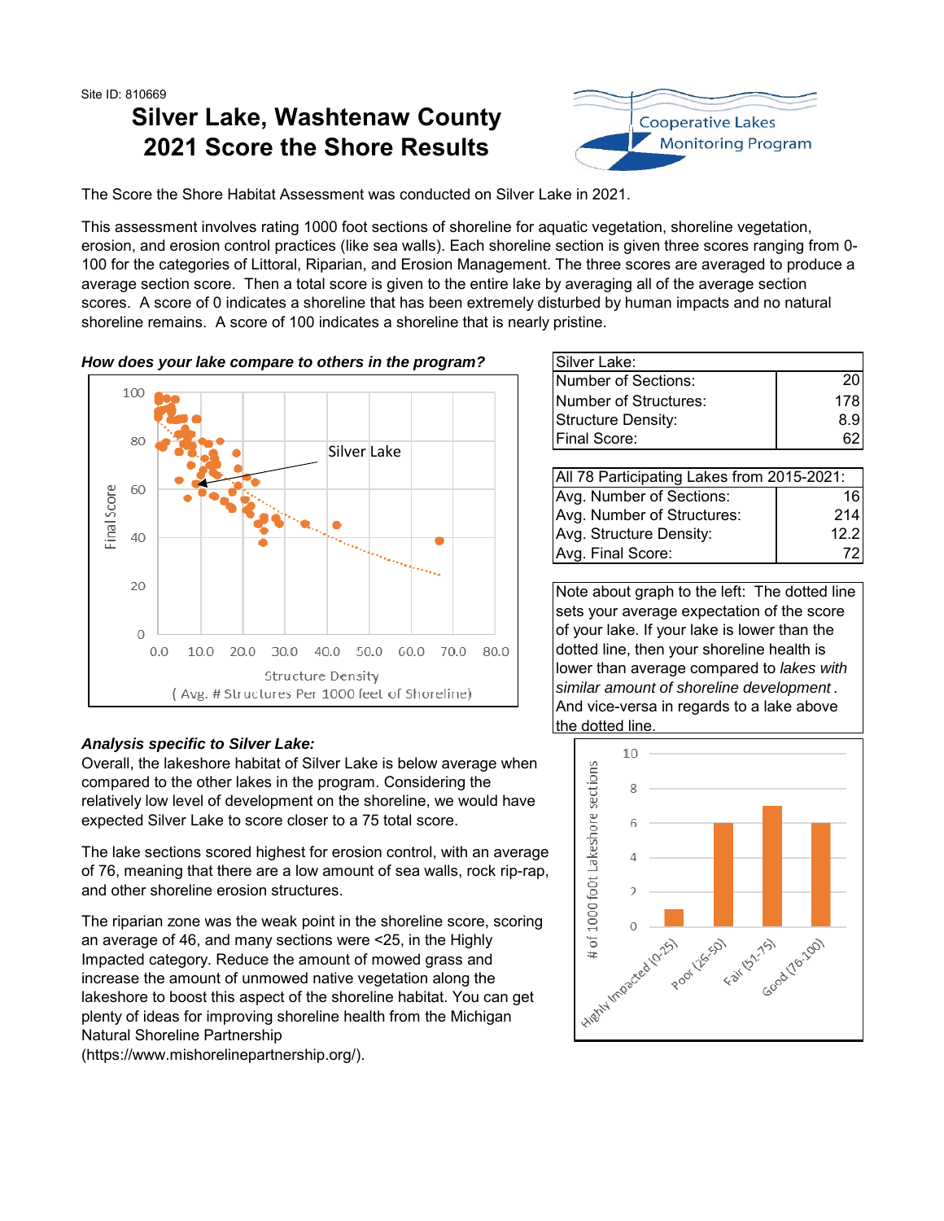Site ID: 810669

# Silver Lake, Washtenaw County 2021 Score the Shore Results

Cooperative Lakes Monitoring Program

The Score the Shore Habitat Assessment was conducted on Silver Lake in 2021.

This assessment involves rating 1000 foot sections of shoreline for aquatic vegetation, shoreline vegetation, erosion, and erosion control practices (like sea walls). Each shoreline section is given three scores ranging from 0-100 for the categories of Littoral, Riparian, and Erosion Management. The three scores are averaged to produce a average section score. Then a total score is given to the entire lake by averaging all of the average section scores. A score of 0 indicates a shoreline that has been extremely disturbed by human impacts and no natural shoreline remains. A score of 100 indicates a shoreline that is nearly pristine.

***How does your lake compare to others in the program?***

| Silver Lake: | |
|---|---|
| Number of Sections: | 20 |
| Number of Structures: | 178 |
| Structure Density: | 8.9 |
| Final Score: | 62 |

| All 78 Participating Lakes from 2015-2021: | |
|---|---|
| Avg. Number of Sections: | 16 |
| Avg. Number of Structures: | 214 |
| Avg. Structure Density: | 12.2 |
| Avg. Final Score: | 72 |

Note about graph to the left: The dotted line sets your average expectation of the score of your lake. If your lake is lower than the dotted line, then your shoreline health is lower than average compared to *lakes with similar amount of shoreline development*. And vice-versa in regards to a lake above the dotted line.

***Analysis specific to Silver Lake:***

Overall, the lakeshore habitat of Silver Lake is below average when compared to the other lakes in the program. Considering the relatively low level of development on the shoreline, we would have expected Silver Lake to score closer to a 75 total score.

The lake sections scored highest for erosion control, with an average of 76, meaning that there are a low amount of sea walls, rock rip-rap, and other shoreline erosion structures.

The riparian zone was the weak point in the shoreline score, scoring an average of 46, and many sections were <25, in the Highly Impacted category. Reduce the amount of mowed grass and increase the amount of unmowed native vegetation along the lakeshore to boost this aspect of the shoreline habitat. You can get plenty of ideas for improving shoreline health from the Michigan Natural Shoreline Partnership (https://www.mishorelinepartnership.org/).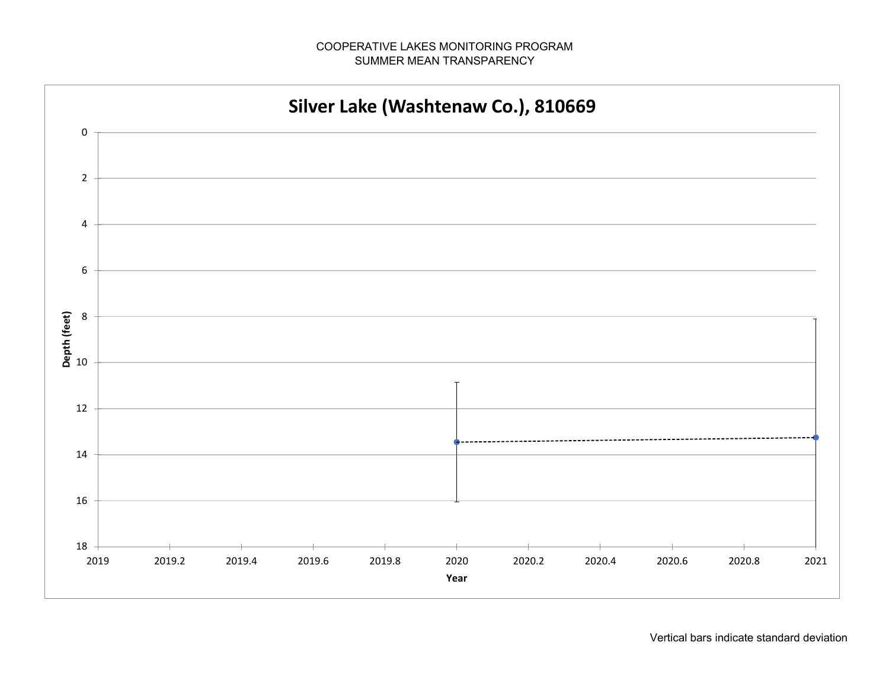COOPERATIVE LAKES MONITORING PROGRAM
SUMMER MEAN TRANSPARENCY

## Silver Lake (Washtenaw Co.), 810669

Depth (feet)

0
2
4
6
8
10
12
14
16
18

2019 2019.2 2019.4 2019.6 2019.8 2020 2020.2 2020.4 2020.6 2020.8 2021

Year

Vertical bars indicate standard deviation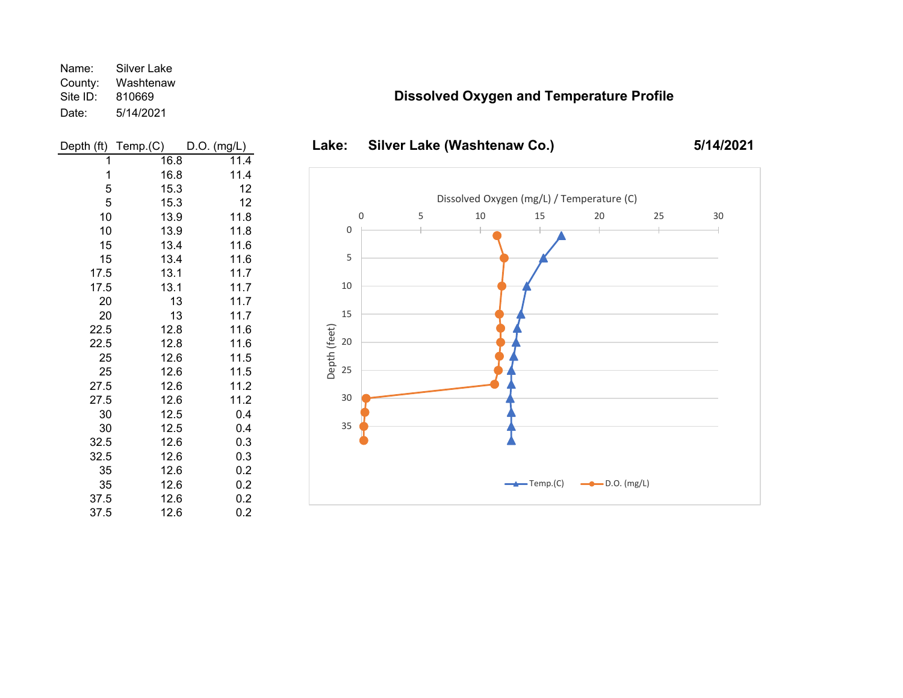Name: Silver Lake
County: Washtenaw
Site ID: 810669
Date: 5/14/2021

| Depth (ft) | Temp.(C) | D.O. (mg/L) |
|---|---|---|
| 1 | 16.8 | 11.4 |
| 1 | 16.8 | 11.4 |
| 5 | 15.3 | 12 |
| 5 | 15.3 | 12 |
| 10 | 13.9 | 11.8 |
| 10 | 13.9 | 11.8 |
| 15 | 13.4 | 11.6 |
| 15 | 13.4 | 11.6 |
| 17.5 | 13.1 | 11.7 |
| 17.5 | 13.1 | 11.7 |
| 20 | 13 | 11.7 |
| 20 | 13 | 11.7 |
| 22.5 | 12.8 | 11.6 |
| 22.5 | 12.8 | 11.6 |
| 25 | 12.6 | 11.5 |
| 25 | 12.6 | 11.5 |
| 27.5 | 12.6 | 11.2 |
| 27.5 | 12.6 | 11.2 |
| 30 | 12.5 | 0.4 |
| 30 | 12.5 | 0.4 |
| 32.5 | 12.6 | 0.3 |
| 32.5 | 12.6 | 0.3 |
| 35 | 12.6 | 0.2 |
| 35 | 12.6 | 0.2 |
| 37.5 | 12.6 | 0.2 |
| 37.5 | 12.6 | 0.2 |

## Dissolved Oxygen and Temperature Profile

**Lake: Silver Lake (Washtenaw Co.) 5/14/2021**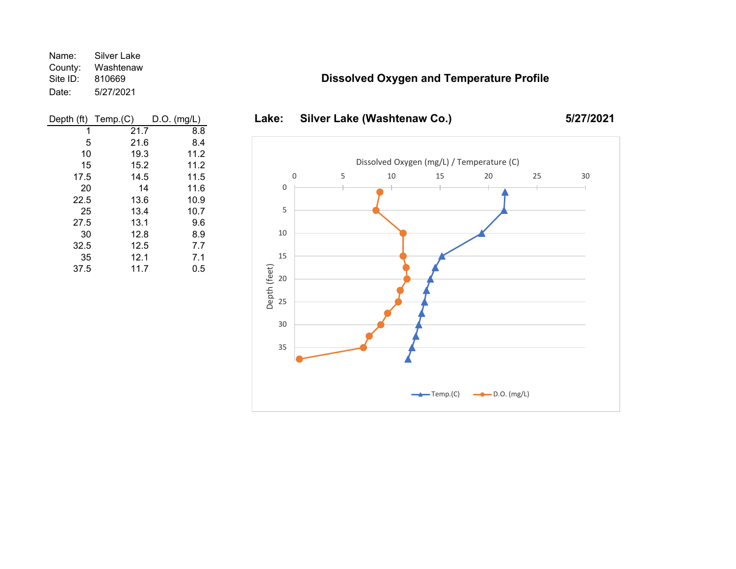Name: Silver Lake
County: Washtenaw
Site ID: 810669
Date: 5/27/2021

| Depth (ft) | Temp.(C) | D.O. (mg/L) |
|---|---|---|
| 1 | 21.7 | 8.8 |
| 5 | 21.6 | 8.4 |
| 10 | 19.3 | 11.2 |
| 15 | 15.2 | 11.2 |
| 17.5 | 14.5 | 11.5 |
| 20 | 14 | 11.6 |
| 22.5 | 13.6 | 10.9 |
| 25 | 13.4 | 10.7 |
| 27.5 | 13.1 | 9.6 |
| 30 | 12.8 | 8.9 |
| 32.5 | 12.5 | 7.7 |
| 35 | 12.1 | 7.1 |
| 37.5 | 11.7 | 0.5 |

## Dissolved Oxygen and Temperature Profile

**Lake: Silver Lake (Washtenaw Co.)** **5/27/2021**

Dissolved Oxygen (mg/L) / Temperature (C)

Depth (feet)

Temp.(C) D.O. (mg/L)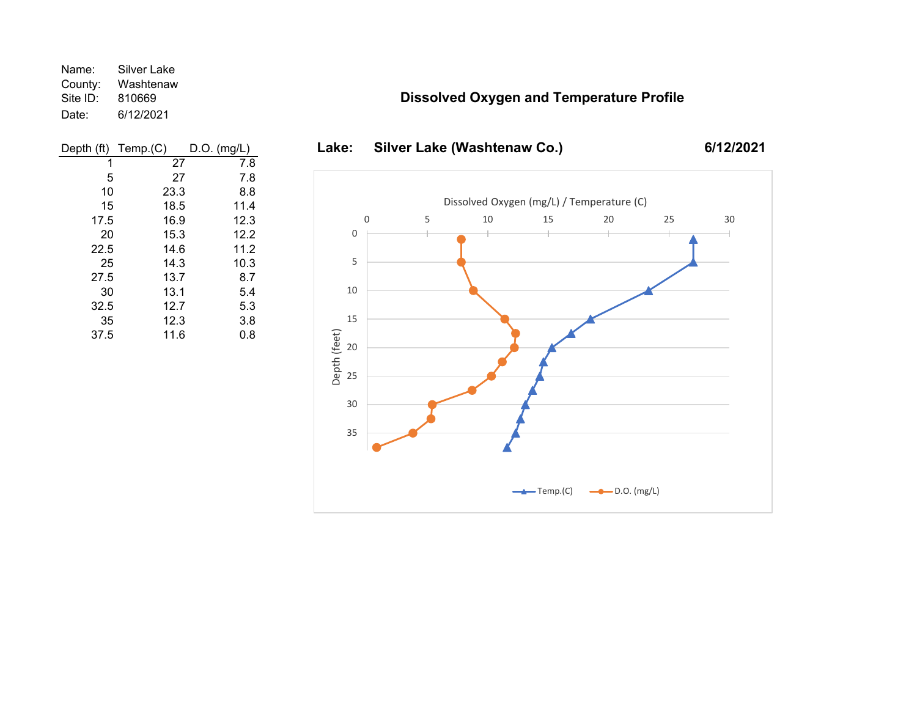Name: Silver Lake
County: Washtenaw
Site ID: 810669
Date: 6/12/2021

| Depth (ft) | Temp.(C) | D.O. (mg/L) |
|---|---|---|
| 1 | 27 | 7.8 |
| 5 | 27 | 7.8 |
| 10 | 23.3 | 8.8 |
| 15 | 18.5 | 11.4 |
| 17.5 | 16.9 | 12.3 |
| 20 | 15.3 | 12.2 |
| 22.5 | 14.6 | 11.2 |
| 25 | 14.3 | 10.3 |
| 27.5 | 13.7 | 8.7 |
| 30 | 13.1 | 5.4 |
| 32.5 | 12.7 | 5.3 |
| 35 | 12.3 | 3.8 |
| 37.5 | 11.6 | 0.8 |

## Dissolved Oxygen and Temperature Profile

**Lake: Silver Lake (Washtenaw Co.) 6/12/2021**

Dissolved Oxygen (mg/L) / Temperature (C)

Depth (feet)

Temp.(C) D.O. (mg/L)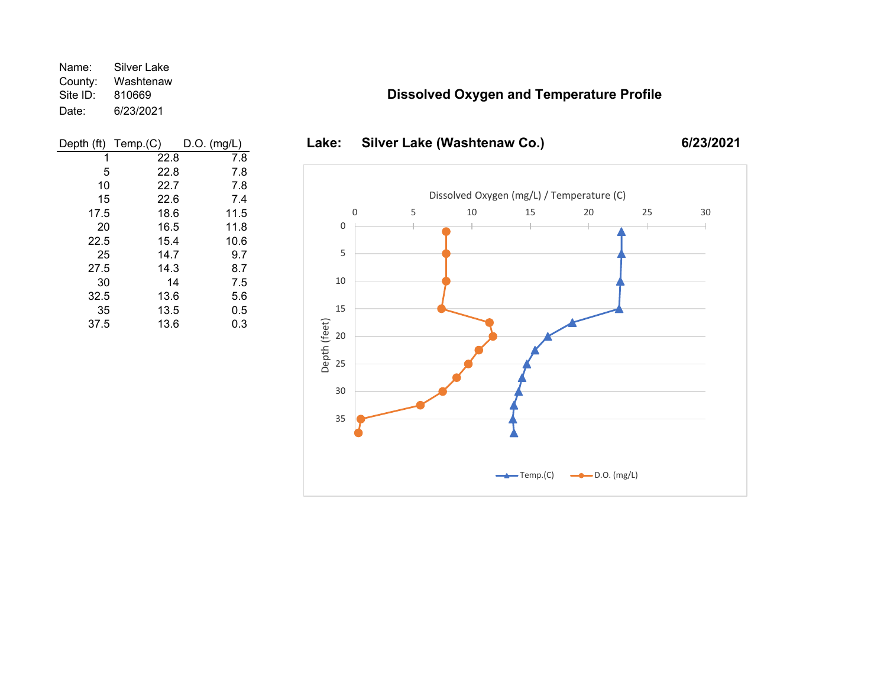Name: Silver Lake
County: Washtenaw
Site ID: 810669
Date: 6/23/2021

| Depth (ft) | Temp.(C) | D.O. (mg/L) |
|---|---|---|
| 1 | 22.8 | 7.8 |
| 5 | 22.8 | 7.8 |
| 10 | 22.7 | 7.8 |
| 15 | 22.6 | 7.4 |
| 17.5 | 18.6 | 11.5 |
| 20 | 16.5 | 11.8 |
| 22.5 | 15.4 | 10.6 |
| 25 | 14.7 | 9.7 |
| 27.5 | 14.3 | 8.7 |
| 30 | 14 | 7.5 |
| 32.5 | 13.6 | 5.6 |
| 35 | 13.5 | 0.5 |
| 37.5 | 13.6 | 0.3 |

## Dissolved Oxygen and Temperature Profile

**Lake: Silver Lake (Washtenaw Co.) 6/23/2021**

Dissolved Oxygen (mg/L) / Temperature (C)

Depth (feet)

Temp.(C) D.O. (mg/L)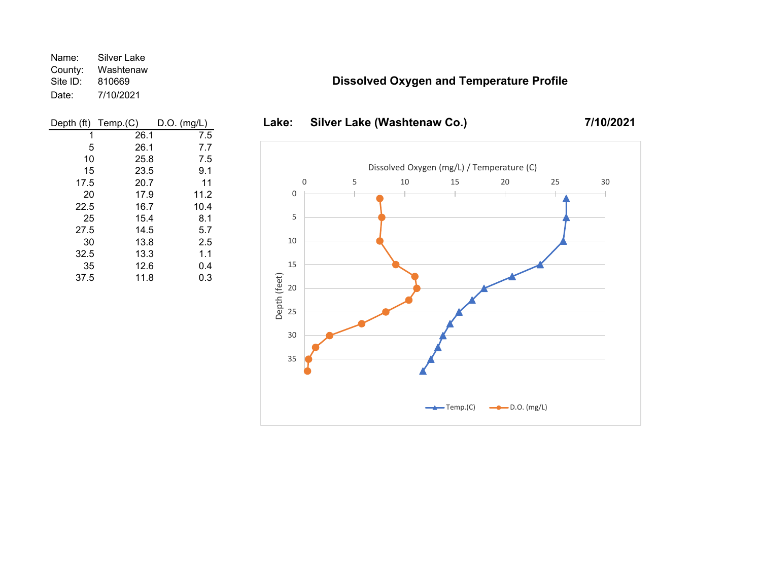Name: Silver Lake
County: Washtenaw
Site ID: 810669
Date: 7/10/2021

| Depth (ft) | Temp.(C) | D.O. (mg/L) |
|---|---|---|
| 1 | 26.1 | 7.5 |
| 5 | 26.1 | 7.7 |
| 10 | 25.8 | 7.5 |
| 15 | 23.5 | 9.1 |
| 17.5 | 20.7 | 11 |
| 20 | 17.9 | 11.2 |
| 22.5 | 16.7 | 10.4 |
| 25 | 15.4 | 8.1 |
| 27.5 | 14.5 | 5.7 |
| 30 | 13.8 | 2.5 |
| 32.5 | 13.3 | 1.1 |
| 35 | 12.6 | 0.4 |
| 37.5 | 11.8 | 0.3 |

## Dissolved Oxygen and Temperature Profile

**Lake: Silver Lake (Washtenaw Co.) 7/10/2021**

Dissolved Oxygen (mg/L) / Temperature (C)

Depth (feet)

Temp.(C) D.O. (mg/L)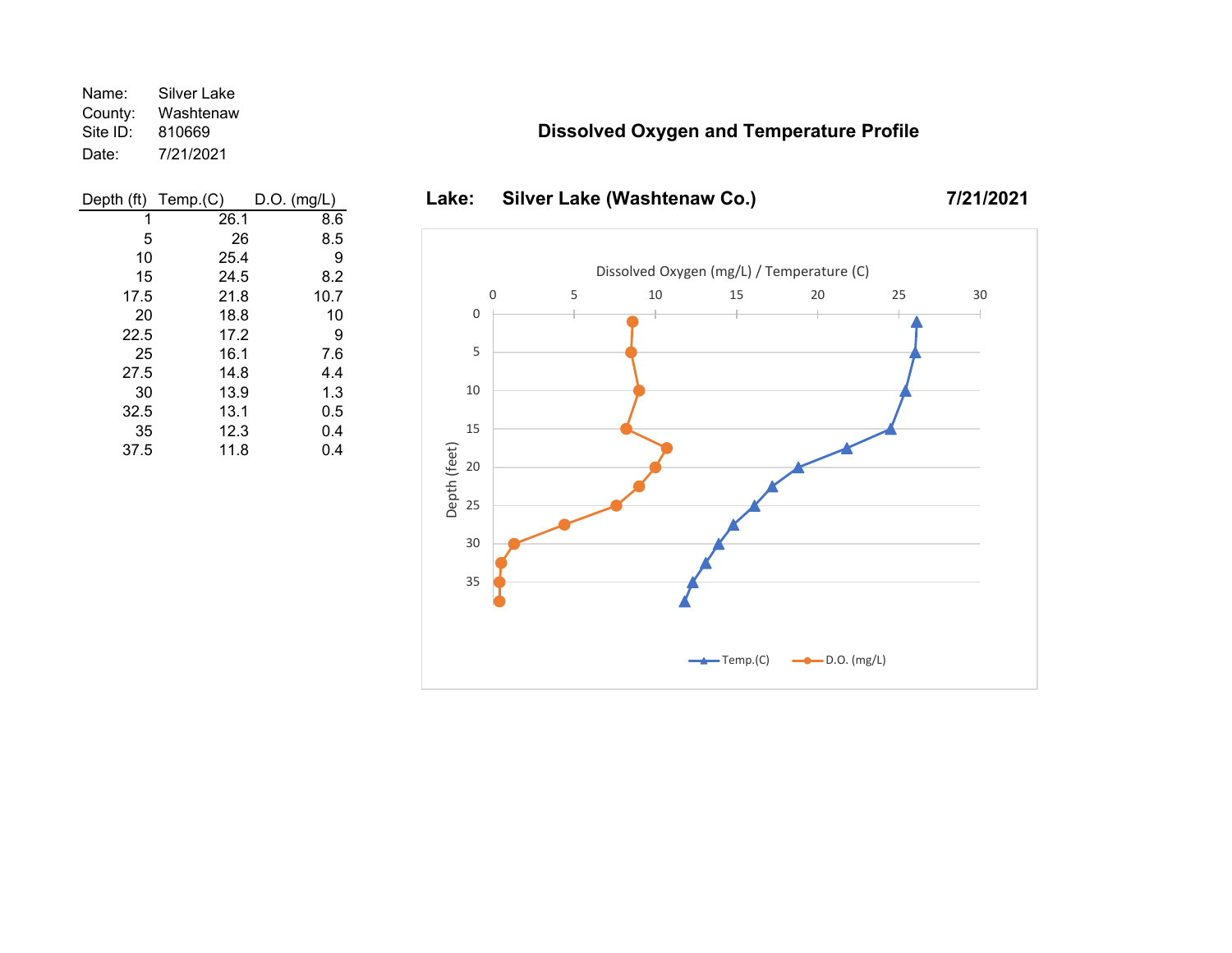Name: Silver Lake
County: Washtenaw
Site ID: 810669
Date: 7/21/2021

| Depth (ft) | Temp.(C) | D.O. (mg/L) |
|---|---|---|
| 1 | 26.1 | 8.6 |
| 5 | 26 | 8.5 |
| 10 | 25.4 | 9 |
| 15 | 24.5 | 8.2 |
| 17.5 | 21.8 | 10.7 |
| 20 | 18.8 | 10 |
| 22.5 | 17.2 | 9 |
| 25 | 16.1 | 7.6 |
| 27.5 | 14.8 | 4.4 |
| 30 | 13.9 | 1.3 |
| 32.5 | 13.1 | 0.5 |
| 35 | 12.3 | 0.4 |
| 37.5 | 11.8 | 0.4 |

## Dissolved Oxygen and Temperature Profile

**Lake: Silver Lake (Washtenaw Co.) 7/21/2021**

Dissolved Oxygen (mg/L) / Temperature (C)

Depth (feet)

Temp.(C) — D.O. (mg/L)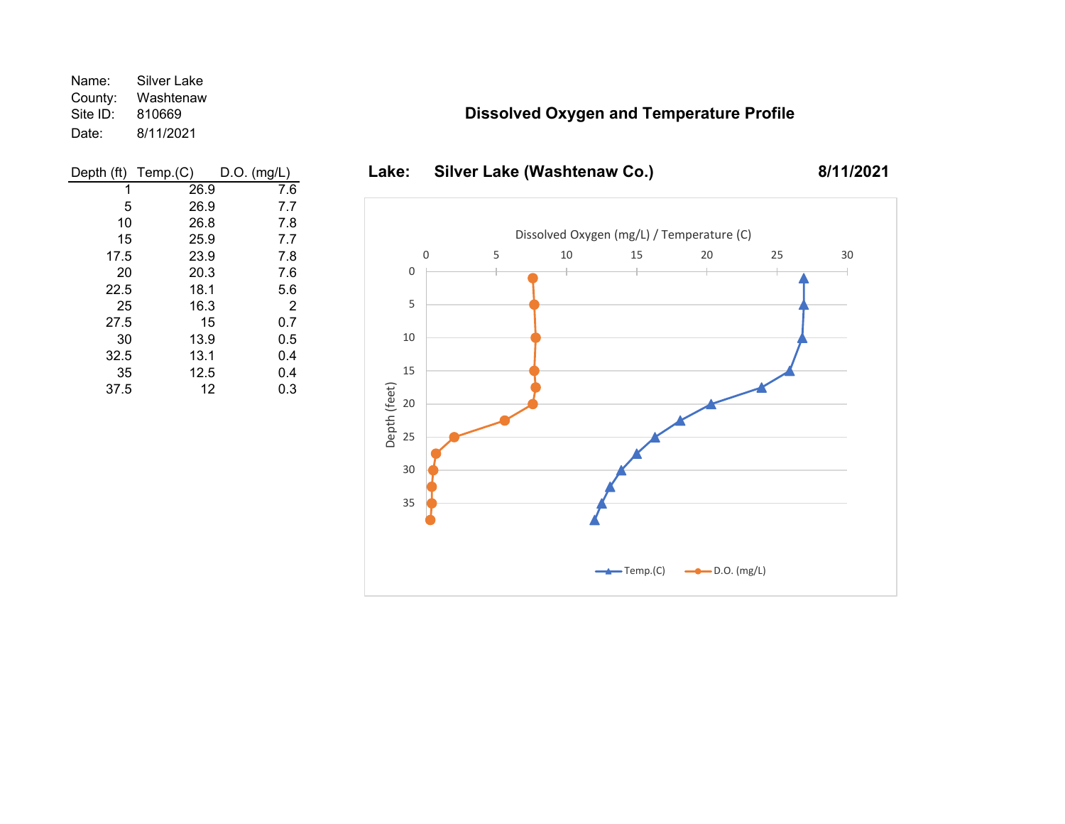Name: Silver Lake
County: Washtenaw
Site ID: 810669
Date: 8/11/2021

| Depth (ft) | Temp.(C) | D.O. (mg/L) |
|---|---|---|
| 1 | 26.9 | 7.6 |
| 5 | 26.9 | 7.7 |
| 10 | 26.8 | 7.8 |
| 15 | 25.9 | 7.7 |
| 17.5 | 23.9 | 7.8 |
| 20 | 20.3 | 7.6 |
| 22.5 | 18.1 | 5.6 |
| 25 | 16.3 | 2 |
| 27.5 | 15 | 0.7 |
| 30 | 13.9 | 0.5 |
| 32.5 | 13.1 | 0.4 |
| 35 | 12.5 | 0.4 |
| 37.5 | 12 | 0.3 |

## Dissolved Oxygen and Temperature Profile

**Lake: Silver Lake (Washtenaw Co.) 8/11/2021**

Dissolved Oxygen (mg/L) / Temperature (C)

Depth (feet)

Temp.(C) D.O. (mg/L)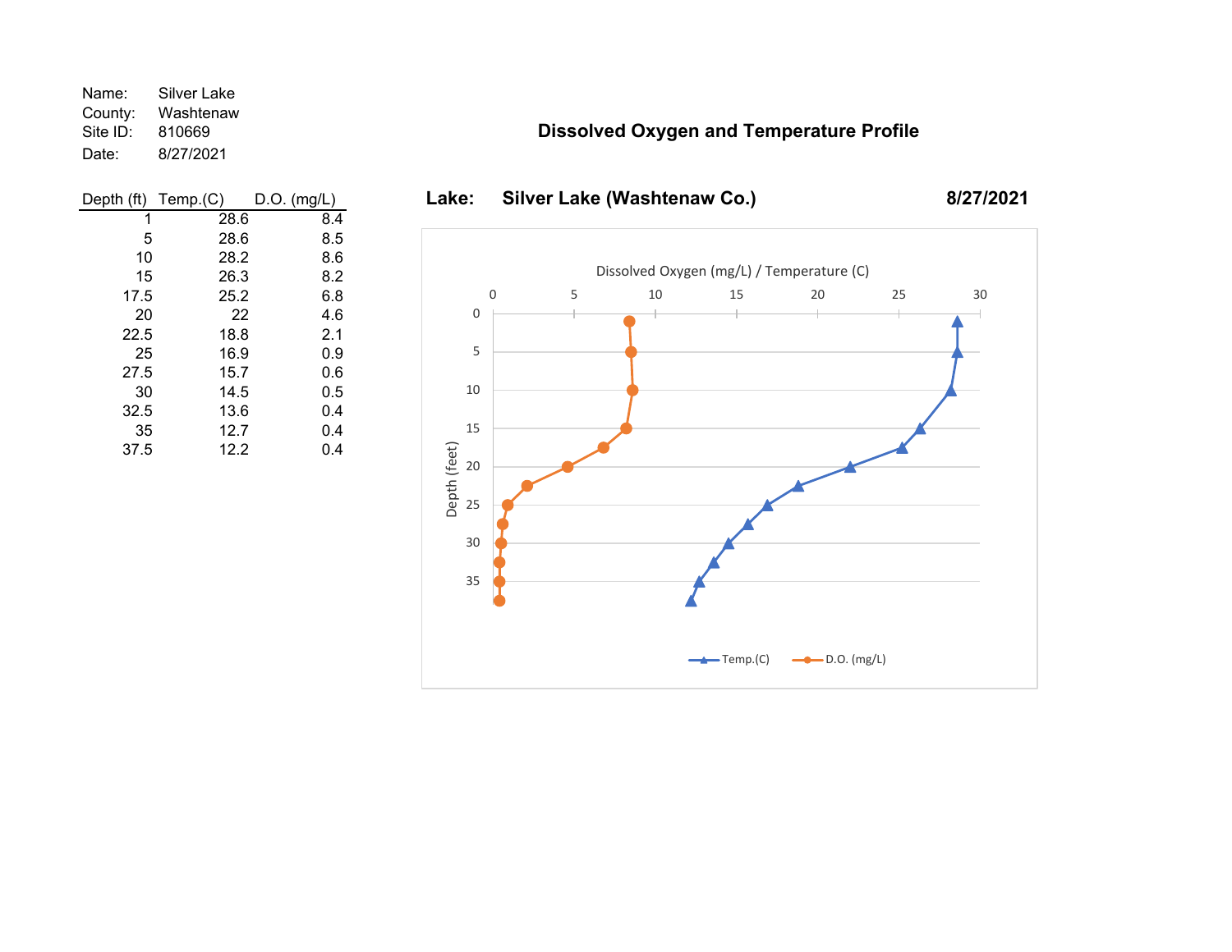Name: Silver Lake
County: Washtenaw
Site ID: 810669
Date: 8/27/2021

| Depth (ft) | Temp.(C) | D.O. (mg/L) |
|---|---|---|
| 1 | 28.6 | 8.4 |
| 5 | 28.6 | 8.5 |
| 10 | 28.2 | 8.6 |
| 15 | 26.3 | 8.2 |
| 17.5 | 25.2 | 6.8 |
| 20 | 22 | 4.6 |
| 22.5 | 18.8 | 2.1 |
| 25 | 16.9 | 0.9 |
| 27.5 | 15.7 | 0.6 |
| 30 | 14.5 | 0.5 |
| 32.5 | 13.6 | 0.4 |
| 35 | 12.7 | 0.4 |
| 37.5 | 12.2 | 0.4 |

## Dissolved Oxygen and Temperature Profile

**Lake: Silver Lake (Washtenaw Co.) 8/27/2021**

Dissolved Oxygen (mg/L) / Temperature (C)

Depth (feet)

Temp.(C) — D.O. (mg/L)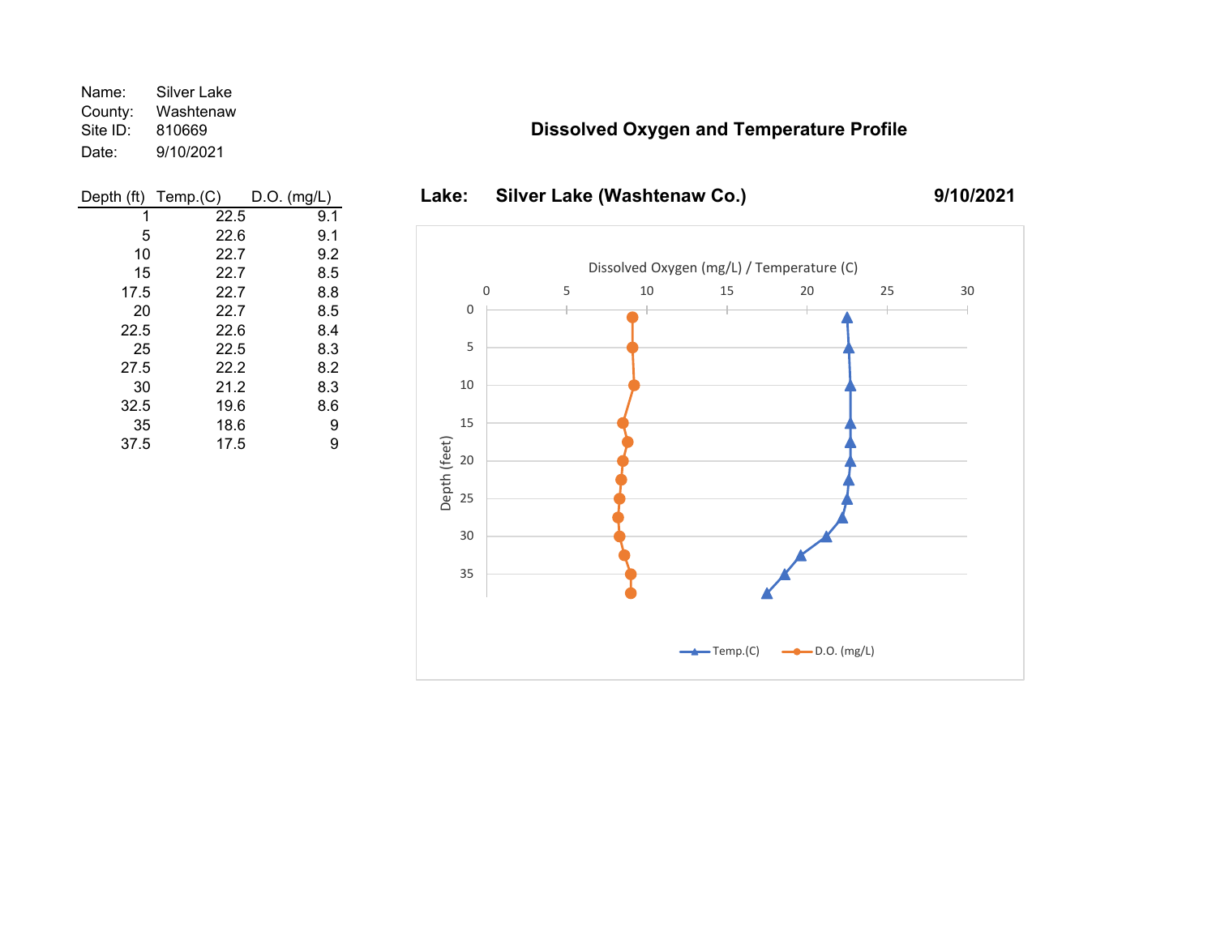Name: Silver Lake
County: Washtenaw
Site ID: 810669
Date: 9/10/2021

| Depth (ft) | Temp.(C) | D.O. (mg/L) |
|---|---|---|
| 1 | 22.5 | 9.1 |
| 5 | 22.6 | 9.1 |
| 10 | 22.7 | 9.2 |
| 15 | 22.7 | 8.5 |
| 17.5 | 22.7 | 8.8 |
| 20 | 22.7 | 8.5 |
| 22.5 | 22.6 | 8.4 |
| 25 | 22.5 | 8.3 |
| 27.5 | 22.2 | 8.2 |
| 30 | 21.2 | 8.3 |
| 32.5 | 19.6 | 8.6 |
| 35 | 18.6 | 9 |
| 37.5 | 17.5 | 9 |

## Dissolved Oxygen and Temperature Profile

**Lake: Silver Lake (Washtenaw Co.)** **9/10/2021**

Dissolved Oxygen (mg/L) / Temperature (C)

0 5 10 15 20 25 30

Depth (feet)

0 5 10 15 20 25 30 35

Temp.(C) D.O. (mg/L)